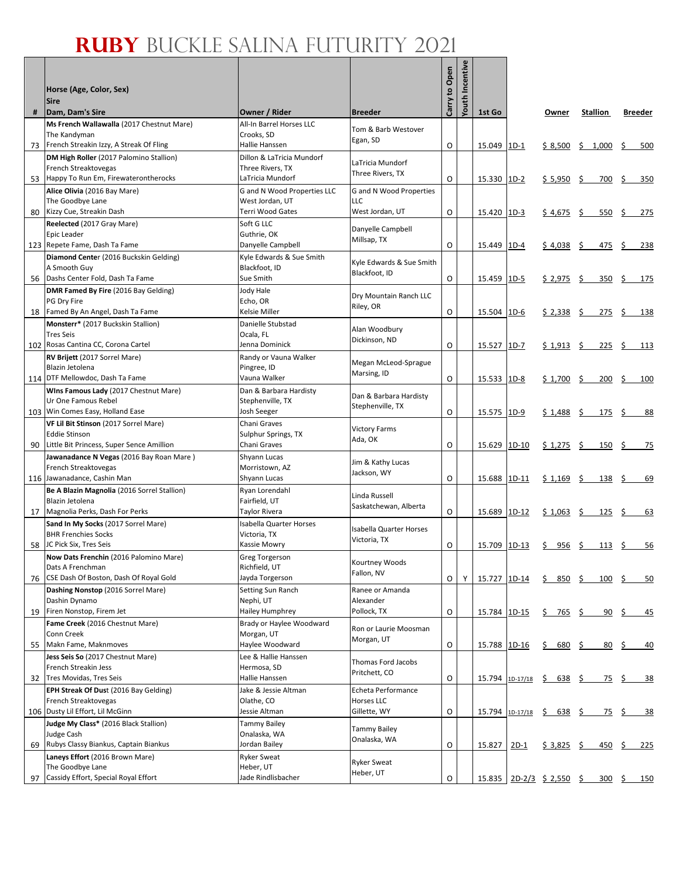# RUBY BUCKLE SALINA FUTURITY 2021

| # | Horse (Age, Color, Sex)<br>Sire<br>Dam, Dam's Sire | Owner / Rider | Breeder | Carry to Open | Youth Incentive | 1st Go | | Owner | Stallion | Breeder |
|---|---|---|---|---|---|---|---|---|---|---|
| 73 | **Ms French Wallawalla** (2017 Chestnut Mare)<br>The Kandyman<br>French Streakin Izzy, A Streak Of Fling | All-In Barrel Horses LLC<br>Crooks, SD<br>Hallie Hanssen | Tom & Barb Westover<br>Egan, SD | O | | 15.049 | 1D-1 | $ 8,500 | $ 1,000 | $ 500 |
| 53 | **DM High Roller** (2017 Palomino Stallion)<br>French Streaktovegas<br>Happy To Run Em, Firewaterontherocks | Dillon & LaTricia Mundorf<br>Three Rivers, TX<br>LaTricia Mundorf | LaTricia Mundorf<br>Three Rivers, TX | O | | 15.330 | 1D-2 | $ 5,950 | $ 700 | $ 350 |
| 80 | **Alice Olivia** (2016 Bay Mare)<br>The Goodbye Lane<br>Kizzy Cue, Streakin Dash | G and N Wood Properties LLC<br>West Jordan, UT<br>Terri Wood Gates | G and N Wood Properties LLC<br>West Jordan, UT | O | | 15.420 | 1D-3 | $ 4,675 | $ 550 | $ 275 |
| 123 | **Reelected** (2017 Gray Mare)<br>Epic Leader<br>Repete Fame, Dash Ta Fame | Soft G LLC<br>Guthrie, OK<br>Danyelle Campbell | Danyelle Campbell<br>Millsap, TX | O | | 15.449 | 1D-4 | $ 4,038 | $ 475 | $ 238 |
| 56 | **Diamond Cente**r (2016 Buckskin Gelding)<br>A Smooth Guy<br>Dashs Center Fold, Dash Ta Fame | Kyle Edwards & Sue Smith<br>Blackfoot, ID<br>Sue Smith | Kyle Edwards & Sue Smith<br>Blackfoot, ID | O | | 15.459 | 1D-5 | $ 2,975 | $ 350 | $ 175 |
| 18 | **DMR Famed By Fire** (2016 Bay Gelding)<br>PG Dry Fire<br>Famed By An Angel, Dash Ta Fame | Jody Hale<br>Echo, OR<br>Kelsie Miller | Dry Mountain Ranch LLC<br>Riley, OR | O | | 15.504 | 1D-6 | $ 2,338 | $ 275 | $ 138 |
| 102 | **Monsterr*** (2017 Buckskin Stallion)<br>Tres Seis<br>Rosas Cantina CC, Corona Cartel | Danielle Stubstad<br>Ocala, FL<br>Jenna Dominick | Alan Woodbury<br>Dickinson, ND | O | | 15.527 | 1D-7 | $ 1,913 | $ 225 | $ 113 |
| 114 | **RV Brijett** (2017 Sorrel Mare)<br>Blazin Jetolena<br>DTF Mellowdoc, Dash Ta Fame | Randy or Vauna Walker<br>Pingree, ID<br>Vauna Walker | Megan McLeod-Sprague<br>Marsing, ID | O | | 15.533 | 1D-8 | $ 1,700 | $ 200 | $ 100 |
| 103 | **WIns Famous Lady** (2017 Chestnut Mare)<br>Ur One Famous Rebel<br>Win Comes Easy, Holland Ease | Dan & Barbara Hardisty<br>Stephenville, TX<br>Josh Seeger | Dan & Barbara Hardisty<br>Stephenville, TX | O | | 15.575 | 1D-9 | $ 1,488 | $ 175 | $ 88 |
| 90 | **VF Lil Bit Stinson** (2017 Sorrel Mare)<br>Eddie Stinson<br>Little Bit Princess, Super Sence Amillion | Chani Graves<br>Sulphur Springs, TX<br>Chani Graves | Victory Farms<br>Ada, OK | O | | 15.629 | 1D-10 | $ 1,275 | $ 150 | $ 75 |
| 116 | **Jawanadance N Vegas** (2016 Bay Roan Mare )<br>French Streaktovegas<br>Jawanadance, Cashin Man | Shyann Lucas<br>Morristown, AZ<br>Shyann Lucas | Jim & Kathy Lucas<br>Jackson, WY | O | | 15.688 | 1D-11 | $ 1,169 | $ 138 | $ 69 |
| 17 | **Be A Blazin Magnolia** (2016 Sorrel Stallion)<br>Blazin Jetolena<br>Magnolia Perks, Dash For Perks | Ryan Lorendahl<br>Fairfield, UT<br>Taylor Rivera | Linda Russell<br>Saskatchewan, Alberta | O | | 15.689 | 1D-12 | $ 1,063 | $ 125 | $ 63 |
| 58 | **Sand In My Socks** (2017 Sorrel Mare)<br>BHR Frenchies Socks<br>JC Pick Six, Tres Seis | Isabella Quarter Horses<br>Victoria, TX<br>Kassie Mowry | Isabella Quarter Horses<br>Victoria, TX | O | | 15.709 | 1D-13 | $ 956 | $ 113 | $ 56 |
| 76 | **Now Dats Frenchin** (2016 Palomino Mare)<br>Dats A Frenchman<br>CSE Dash Of Boston, Dash Of Royal Gold | Greg Torgerson<br>Richfield, UT<br>Jayda Torgerson | Kourtney Woods<br>Fallon, NV | O | Y | 15.727 | 1D-14 | $ 850 | $ 100 | $ 50 |
| 19 | **Dashing Nonstop** (2016 Sorrel Mare)<br>Dashin Dynamo<br>Firen Nonstop, Firem Jet | Setting Sun Ranch<br>Nephi, UT<br>Hailey Humphrey | Ranee or Amanda Alexander<br>Pollock, TX | O | | 15.784 | 1D-15 | $ 765 | $ 90 | $ 45 |
| 55 | **Fame Creek** (2016 Chestnut Mare)<br>Conn Creek<br>Makn Fame, Maknmoves | Brady or Haylee Woodward<br>Morgan, UT<br>Haylee Woodward | Ron or Laurie Moosman<br>Morgan, UT | O | | 15.788 | 1D-16 | $ 680 | $ 80 | $ 40 |
| 32 | **Jess Seis So** (2017 Chestnut Mare)<br>French Streakin Jess<br>Tres Movidas, Tres Seis | Lee & Hallie Hanssen<br>Hermosa, SD<br>Hallie Hanssen | Thomas Ford Jacobs<br>Pritchett, CO | O | | 15.794 | 1D-17/18 | $ 638 | $ 75 | $ 38 |
| 106 | **EPH Streak Of Dus**t (2016 Bay Gelding)<br>French Streaktovegas<br>Dusty Lil Effort, Lil McGinn | Jake & Jessie Altman<br>Olathe, CO<br>Jessie Altman | Echeta Performance Horses LLC<br>Gillette, WY | O | | 15.794 | 1D-17/18 | $ 638 | $ 75 | $ 38 |
| 69 | **Judge My Class*** (2016 Black Stallion)<br>Judge Cash<br>Rubys Classy Biankus, Captain Biankus | Tammy Bailey<br>Onalaska, WA<br>Jordan Bailey | Tammy Bailey<br>Onalaska, WA | O | | 15.827 | 2D-1 | $ 3,825 | $ 450 | $ 225 |
| 97 | **Laneys Effort** (2016 Brown Mare)<br>The Goodbye Lane<br>Cassidy Effort, Special Royal Effort | Ryker Sweat<br>Heber, UT<br>Jade Rindlisbacher | Ryker Sweat<br>Heber, UT | O | | 15.835 | 2D-2/3 | $ 2,550 | $ 300 | $ 150 |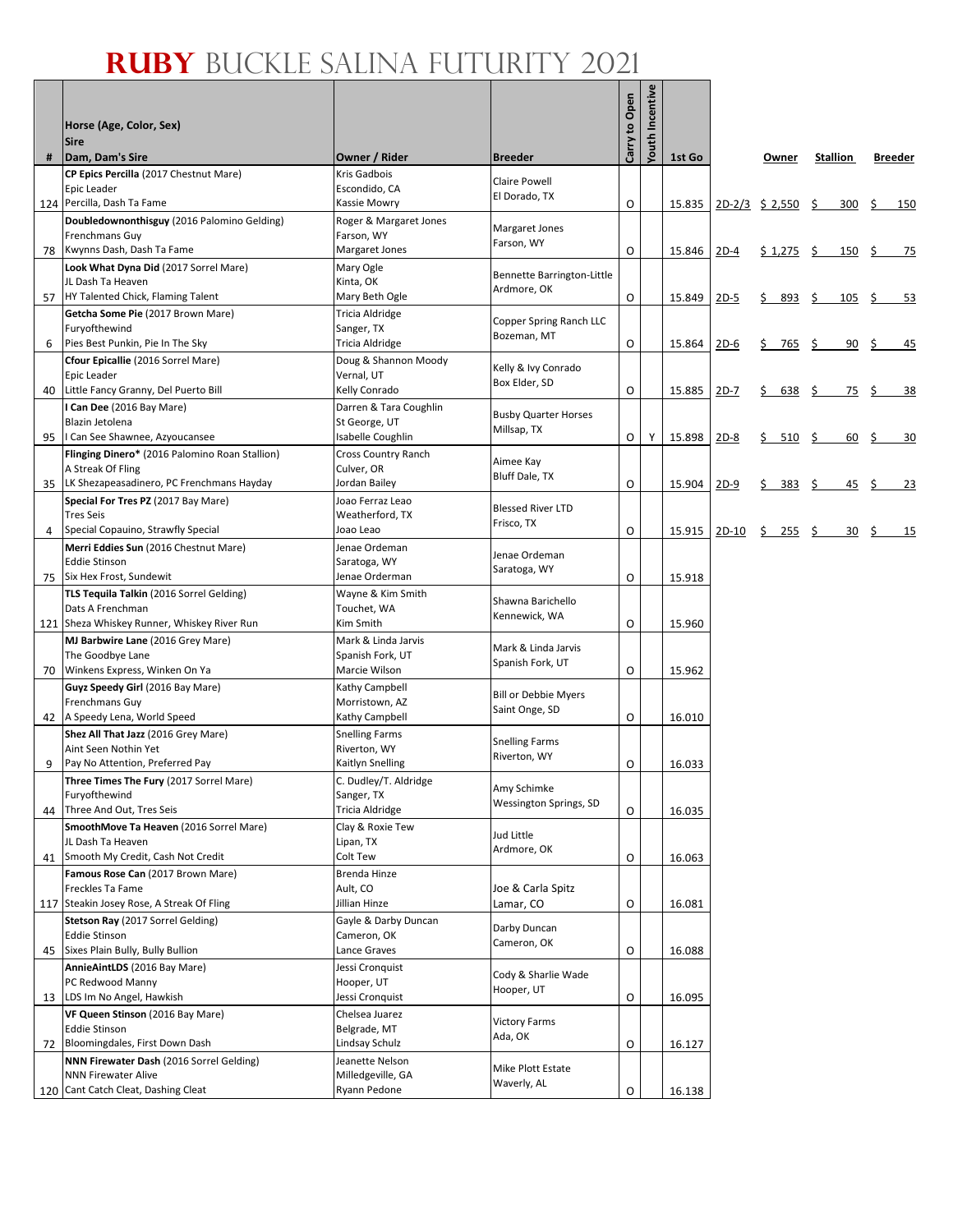# RUBY BUCKLE SALINA FUTURITY 2021

| # | Horse (Age, Color, Sex)<br>Sire<br>Dam, Dam's Sire | Owner / Rider | Breeder | Carry to Open | Youth Incentive | 1st Go | | Owner | Stallion | Breeder |
|---|---|---|---|---|---|---|---|---|---|---|
| 124 | **CP Epics Percilla** (2017 Chestnut Mare)<br>Epic Leader<br>Percilla, Dash Ta Fame | Kris Gadbois<br>Escondido, CA<br>Kassie Mowry | Claire Powell<br>El Dorado, TX | O | | 15.835 | 2D-2/3 | $ 2,550 | $ 300 | $ 150 |
| 78 | **Doubledownonthisguy** (2016 Palomino Gelding)<br>Frenchmans Guy<br>Kwynns Dash, Dash Ta Fame | Roger & Margaret Jones<br>Farson, WY<br>Margaret Jones | Margaret Jones<br>Farson, WY | O | | 15.846 | 2D-4 | $ 1,275 | $ 150 | $ 75 |
| 57 | **Look What Dyna Did** (2017 Sorrel Mare)<br>JL Dash Ta Heaven<br>HY Talented Chick, Flaming Talent | Mary Ogle<br>Kinta, OK<br>Mary Beth Ogle | Bennette Barrington-Little<br>Ardmore, OK | O | | 15.849 | 2D-5 | $ 893 | $ 105 | $ 53 |
| 6 | **Getcha Some Pie** (2017 Brown Mare)<br>Furyofthewind<br>Pies Best Punkin, Pie In The Sky | Tricia Aldridge<br>Sanger, TX<br>Tricia Aldridge | Copper Spring Ranch LLC<br>Bozeman, MT | O | | 15.864 | 2D-6 | $ 765 | $ 90 | $ 45 |
| 40 | **Cfour Epicallie** (2016 Sorrel Mare)<br>Epic Leader<br>Little Fancy Granny, Del Puerto Bill | Doug & Shannon Moody<br>Vernal, UT<br>Kelly Conrado | Kelly & Ivy Conrado<br>Box Elder, SD | O | | 15.885 | 2D-7 | $ 638 | $ 75 | $ 38 |
| 95 | **I Can Dee** (2016 Bay Mare)<br>Blazin Jetolena<br>I Can See Shawnee, Azyoucansee | Darren & Tara Coughlin<br>St George, UT<br>Isabelle Coughlin | Busby Quarter Horses<br>Millsap, TX | O | Y | 15.898 | 2D-8 | $ 510 | $ 60 | $ 30 |
| 35 | **Flinging Dinero*** (2016 Palomino Roan Stallion)<br>A Streak Of Fling<br>LK Shezapeasadinero, PC Frenchmans Hayday | Cross Country Ranch<br>Culver, OR<br>Jordan Bailey | Aimee Kay<br>Bluff Dale, TX | O | | 15.904 | 2D-9 | $ 383 | $ 45 | $ 23 |
| 4 | **Special For Tres PZ** (2017 Bay Mare)<br>Tres Seis<br>Special Copauino, Strawfly Special | Joao Ferraz Leao<br>Weatherford, TX<br>Joao Leao | Blessed River LTD<br>Frisco, TX | O | | 15.915 | 2D-10 | $ 255 | $ 30 | $ 15 |
| 75 | **Merri Eddies Sun** (2016 Chestnut Mare)<br>Eddie Stinson<br>Six Hex Frost, Sundewit | Jenae Ordeman<br>Saratoga, WY<br>Jenae Orderman | Jenae Ordeman<br>Saratoga, WY | O | | 15.918 | | | | |
| 121 | **TLS Tequila Talkin** (2016 Sorrel Gelding)<br>Dats A Frenchman<br>Sheza Whiskey Runner, Whiskey River Run | Wayne & Kim Smith<br>Touchet, WA<br>Kim Smith | Shawna Barichello<br>Kennewick, WA | O | | 15.960 | | | | |
| 70 | **MJ Barbwire Lane** (2016 Grey Mare)<br>The Goodbye Lane<br>Winkens Express, Winken On Ya | Mark & Linda Jarvis<br>Spanish Fork, UT<br>Marcie Wilson | Mark & Linda Jarvis<br>Spanish Fork, UT | O | | 15.962 | | | | |
| 42 | **Guyz Speedy Girl** (2016 Bay Mare)<br>Frenchmans Guy<br>A Speedy Lena, World Speed | Kathy Campbell<br>Morristown, AZ<br>Kathy Campbell | Bill or Debbie Myers<br>Saint Onge, SD | O | | 16.010 | | | | |
| 9 | **Shez All That Jazz** (2016 Grey Mare)<br>Aint Seen Nothin Yet<br>Pay No Attention, Preferred Pay | Snelling Farms<br>Riverton, WY<br>Kaitlyn Snelling | Snelling Farms<br>Riverton, WY | O | | 16.033 | | | | |
| 44 | **Three Times The Fury** (2017 Sorrel Mare)<br>Furyofthewind<br>Three And Out, Tres Seis | C. Dudley/T. Aldridge<br>Sanger, TX<br>Tricia Aldridge | Amy Schimke<br>Wessington Springs, SD | O | | 16.035 | | | | |
| 41 | **SmoothMove Ta Heaven** (2016 Sorrel Mare)<br>JL Dash Ta Heaven<br>Smooth My Credit, Cash Not Credit | Clay & Roxie Tew<br>Lipan, TX<br>Colt Tew | Jud Little<br>Ardmore, OK | O | | 16.063 | | | | |
| 117 | **Famous Rose Can** (2017 Brown Mare)<br>Freckles Ta Fame<br>Steakin Josey Rose, A Streak Of Fling | Brenda Hinze<br>Ault, CO<br>Jillian Hinze | Joe & Carla Spitz<br>Lamar, CO | O | | 16.081 | | | | |
| 45 | **Stetson Ray** (2017 Sorrel Gelding)<br>Eddie Stinson<br>Sixes Plain Bully, Bully Bullion | Gayle & Darby Duncan<br>Cameron, OK<br>Lance Graves | Darby Duncan<br>Cameron, OK | O | | 16.088 | | | | |
| 13 | **AnnieAintLDS** (2016 Bay Mare)<br>PC Redwood Manny<br>LDS Im No Angel, Hawkish | Jessi Cronquist<br>Hooper, UT<br>Jessi Cronquist | Cody & Sharlie Wade<br>Hooper, UT | O | | 16.095 | | | | |
| 72 | **VF Queen Stinson** (2016 Bay Mare)<br>Eddie Stinson<br>Bloomingdales, First Down Dash | Chelsea Juarez<br>Belgrade, MT<br>Lindsay Schulz | Victory Farms<br>Ada, OK | O | | 16.127 | | | | |
| 120 | **NNN Firewater Dash** (2016 Sorrel Gelding)<br>NNN Firewater Alive<br>Cant Catch Cleat, Dashing Cleat | Jeanette Nelson<br>Milledgeville, GA<br>Ryann Pedone | Mike Plott Estate<br>Waverly, AL | O | | 16.138 | | | | |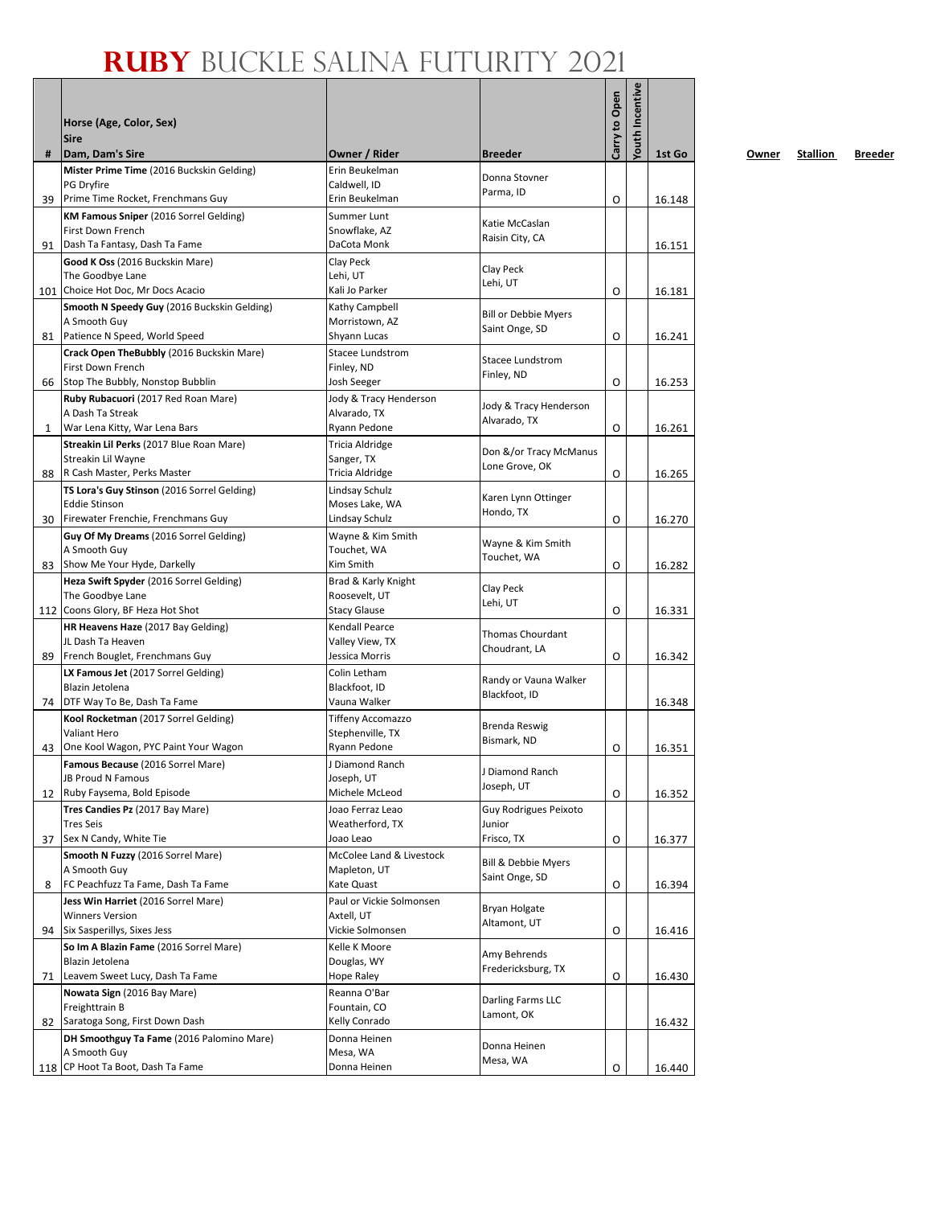# RUBY BUCKLE SALINA FUTURITY 2021

| # | Horse (Age, Color, Sex)<br>Sire<br>Dam, Dam's Sire | Owner / Rider | Breeder | Carry to Open | Youth Incentive | 1st Go | Owner | Stallion | Breeder |
|---|---|---|---|---|---|---|---|---|---|
| 39 | **Mister Prime Time** (2016 Buckskin Gelding)<br>PG Dryfire<br>Prime Time Rocket, Frenchmans Guy | Erin Beukelman<br>Caldwell, ID<br>Erin Beukelman | Donna Stovner<br>Parma, ID | O | | 16.148 | | | |
| 91 | **KM Famous Sniper** (2016 Sorrel Gelding)<br>First Down French<br>Dash Ta Fantasy, Dash Ta Fame | Summer Lunt<br>Snowflake, AZ<br>DaCota Monk | Katie McCaslan<br>Raisin City, CA | | | 16.151 | | | |
| 101 | **Good K Oss** (2016 Buckskin Mare)<br>The Goodbye Lane<br>Choice Hot Doc, Mr Docs Acacio | Clay Peck<br>Lehi, UT<br>Kali Jo Parker | Clay Peck<br>Lehi, UT | O | | 16.181 | | | |
| 81 | **Smooth N Speedy Guy** (2016 Buckskin Gelding)<br>A Smooth Guy<br>Patience N Speed, World Speed | Kathy Campbell<br>Morristown, AZ<br>Shyann Lucas | Bill or Debbie Myers<br>Saint Onge, SD | O | | 16.241 | | | |
| 66 | **Crack Open TheBubbly** (2016 Buckskin Mare)<br>First Down French<br>Stop The Bubbly, Nonstop Bubblin | Stacee Lundstrom<br>Finley, ND<br>Josh Seeger | Stacee Lundstrom<br>Finley, ND | O | | 16.253 | | | |
| 1 | **Ruby Rubacuori** (2017 Red Roan Mare)<br>A Dash Ta Streak<br>War Lena Kitty, War Lena Bars | Jody & Tracy Henderson<br>Alvarado, TX<br>Ryann Pedone | Jody & Tracy Henderson<br>Alvarado, TX | O | | 16.261 | | | |
| 88 | **Streakin Lil Perks** (2017 Blue Roan Mare)<br>Streakin Lil Wayne<br>R Cash Master, Perks Master | Tricia Aldridge<br>Sanger, TX<br>Tricia Aldridge | Don &/or Tracy McManus<br>Lone Grove, OK | O | | 16.265 | | | |
| 30 | **TS Lora's Guy Stinson** (2016 Sorrel Gelding)<br>Eddie Stinson<br>Firewater Frenchie, Frenchmans Guy | Lindsay Schulz<br>Moses Lake, WA<br>Lindsay Schulz | Karen Lynn Ottinger<br>Hondo, TX | O | | 16.270 | | | |
| 83 | **Guy Of My Dreams** (2016 Sorrel Gelding)<br>A Smooth Guy<br>Show Me Your Hyde, Darkelly | Wayne & Kim Smith<br>Touchet, WA<br>Kim Smith | Wayne & Kim Smith<br>Touchet, WA | O | | 16.282 | | | |
| 112 | **Heza Swift Spyder** (2016 Sorrel Gelding)<br>The Goodbye Lane<br>Coons Glory, BF Heza Hot Shot | Brad & Karly Knight<br>Roosevelt, UT<br>Stacy Glause | Clay Peck<br>Lehi, UT | O | | 16.331 | | | |
| 89 | **HR Heavens Haze** (2017 Bay Gelding)<br>JL Dash Ta Heaven<br>French Bouglet, Frenchmans Guy | Kendall Pearce<br>Valley View, TX<br>Jessica Morris | Thomas Chourdant<br>Choudrant, LA | O | | 16.342 | | | |
| 74 | **LX Famous Jet** (2017 Sorrel Gelding)<br>Blazin Jetolena<br>DTF Way To Be, Dash Ta Fame | Colin Letham<br>Blackfoot, ID<br>Vauna Walker | Randy or Vauna Walker<br>Blackfoot, ID | | | 16.348 | | | |
| 43 | **Kool Rocketman** (2017 Sorrel Gelding)<br>Valiant Hero<br>One Kool Wagon, PYC Paint Your Wagon | Tiffeny Accomazzo<br>Stephenville, TX<br>Ryann Pedone | Brenda Reswig<br>Bismark, ND | O | | 16.351 | | | |
| 12 | **Famous Because** (2016 Sorrel Mare)<br>JB Proud N Famous<br>Ruby Faysema, Bold Episode | J Diamond Ranch<br>Joseph, UT<br>Michele McLeod | J Diamond Ranch<br>Joseph, UT | O | | 16.352 | | | |
| 37 | **Tres Candies Pz** (2017 Bay Mare)<br>Tres Seis<br>Sex N Candy, White Tie | Joao Ferraz Leao<br>Weatherford, TX<br>Joao Leao | Guy Rodrigues Peixoto Junior<br>Frisco, TX | O | | 16.377 | | | |
| 8 | **Smooth N Fuzzy** (2016 Sorrel Mare)<br>A Smooth Guy<br>FC Peachfuzz Ta Fame, Dash Ta Fame | McColee Land & Livestock<br>Mapleton, UT<br>Kate Quast | Bill & Debbie Myers<br>Saint Onge, SD | O | | 16.394 | | | |
| 94 | **Jess Win Harriet** (2016 Sorrel Mare)<br>Winners Version<br>Six Sasperillys, Sixes Jess | Paul or Vickie Solmonsen<br>Axtell, UT<br>Vickie Solmonsen | Bryan Holgate<br>Altamont, UT | O | | 16.416 | | | |
| 71 | **So Im A Blazin Fame** (2016 Sorrel Mare)<br>Blazin Jetolena<br>Leavem Sweet Lucy, Dash Ta Fame | Kelle K Moore<br>Douglas, WY<br>Hope Raley | Amy Behrends<br>Fredericksburg, TX | O | | 16.430 | | | |
| 82 | **Nowata Sign** (2016 Bay Mare)<br>Freighttrain B<br>Saratoga Song, First Down Dash | Reanna O'Bar<br>Fountain, CO<br>Kelly Conrado | Darling Farms LLC<br>Lamont, OK | | | 16.432 | | | |
| 118 | **DH Smoothguy Ta Fame** (2016 Palomino Mare)<br>A Smooth Guy<br>CP Hoot Ta Boot, Dash Ta Fame | Donna Heinen<br>Mesa, WA<br>Donna Heinen | Donna Heinen<br>Mesa, WA | O | | 16.440 | | | |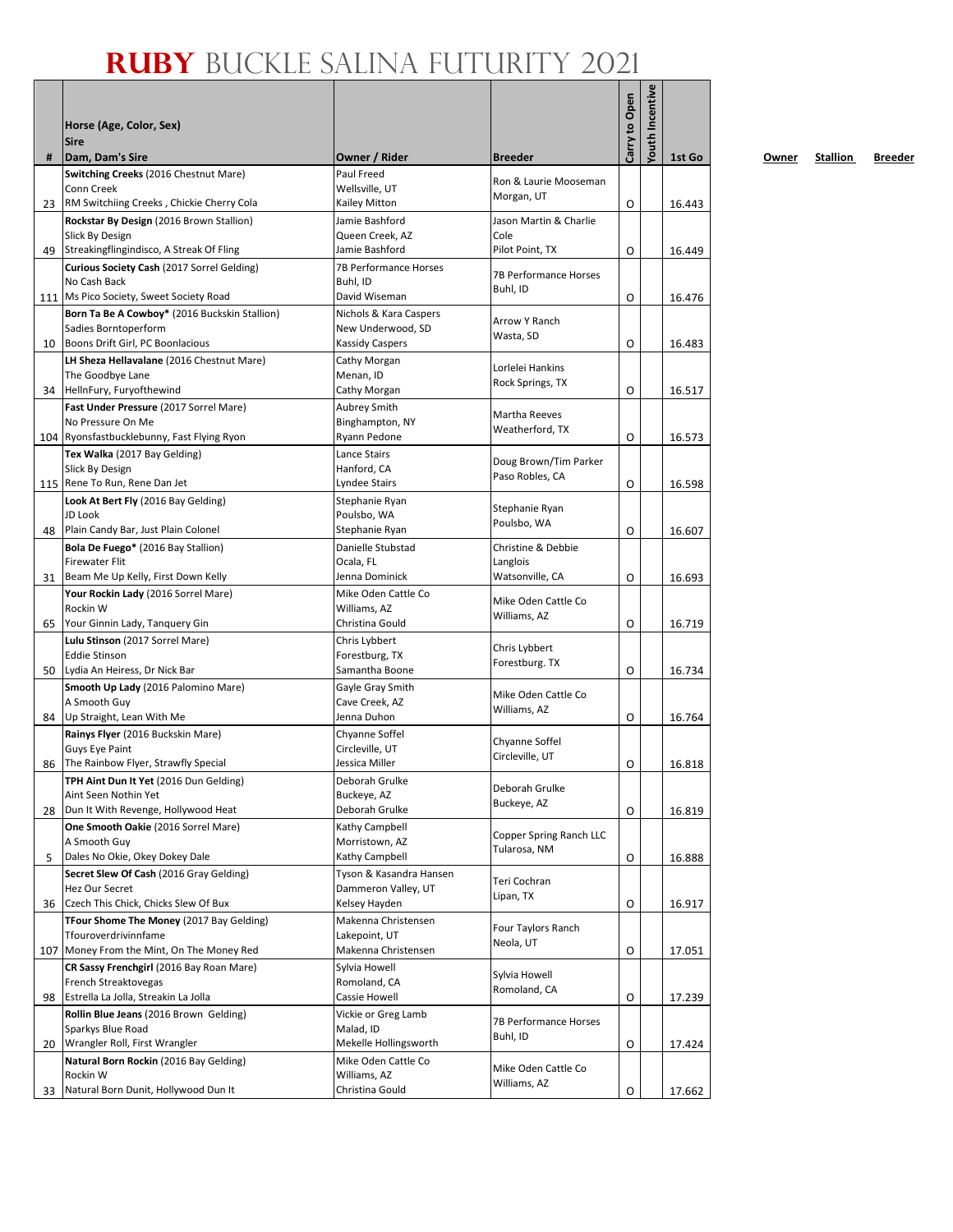# RUBY BUCKLE SALINA FUTURITY 2021

| # | Horse (Age, Color, Sex)<br>Sire<br>Dam, Dam's Sire | Owner / Rider | Breeder | Carry to Open | Youth Incentive | 1st Go | Owner | Stallion | Breeder |
|---|---|---|---|---|---|---|---|---|---|
| 23 | **Switching Creeks** (2016 Chestnut Mare)<br>Conn Creek<br>RM Switchiing Creeks , Chickie Cherry Cola | Paul Freed<br>Wellsville, UT<br>Kailey Mitton | Ron & Laurie Mooseman<br>Morgan, UT | O | | 16.443 | | | |
| 49 | **Rockstar By Design** (2016 Brown Stallion)<br>Slick By Design<br>Streakingflingindisco, A Streak Of Fling | Jamie Bashford<br>Queen Creek, AZ<br>Jamie Bashford | Jason Martin & Charlie Cole<br>Pilot Point, TX | O | | 16.449 | | | |
| 111 | **Curious Society Cash** (2017 Sorrel Gelding)<br>No Cash Back<br>Ms Pico Society, Sweet Society Road | 7B Performance Horses<br>Buhl, ID<br>David Wiseman | 7B Performance Horses<br>Buhl, ID | O | | 16.476 | | | |
| 10 | **Born Ta Be A Cowboy*** (2016 Buckskin Stallion)<br>Sadies Borntoperform<br>Boons Drift Girl, PC Boonlacious | Nichols & Kara Caspers<br>New Underwood, SD<br>Kassidy Caspers | Arrow Y Ranch<br>Wasta, SD | O | | 16.483 | | | |
| 34 | **LH Sheza Hellavalane** (2016 Chestnut Mare)<br>The Goodbye Lane<br>HellnFury, Furyofthewind | Cathy Morgan<br>Menan, ID<br>Cathy Morgan | Lorlelei Hankins<br>Rock Springs, TX | O | | 16.517 | | | |
| 104 | **Fast Under Pressure** (2017 Sorrel Mare)<br>No Pressure On Me<br>Ryonsfastbucklebunny, Fast Flying Ryon | Aubrey Smith<br>Binghampton, NY<br>Ryann Pedone | Martha Reeves<br>Weatherford, TX | O | | 16.573 | | | |
| 115 | **Tex Walka** (2017 Bay Gelding)<br>Slick By Design<br>Rene To Run, Rene Dan Jet | Lance Stairs<br>Hanford, CA<br>Lyndee Stairs | Doug Brown/Tim Parker<br>Paso Robles, CA | O | | 16.598 | | | |
| 48 | **Look At Bert Fly** (2016 Bay Gelding)<br>JD Look<br>Plain Candy Bar, Just Plain Colonel | Stephanie Ryan<br>Poulsbo, WA<br>Stephanie Ryan | Stephanie Ryan<br>Poulsbo, WA | O | | 16.607 | | | |
| 31 | **Bola De Fuego*** (2016 Bay Stallion)<br>Firewater Flit<br>Beam Me Up Kelly, First Down Kelly | Danielle Stubstad<br>Ocala, FL<br>Jenna Dominick | Christine & Debbie Langlois<br>Watsonville, CA | O | | 16.693 | | | |
| 65 | **Your Rockin Lady** (2016 Sorrel Mare)<br>Rockin W<br>Your Ginnin Lady, Tanquery Gin | Mike Oden Cattle Co<br>Williams, AZ<br>Christina Gould | Mike Oden Cattle Co<br>Williams, AZ | O | | 16.719 | | | |
| 50 | **Lulu Stinson** (2017 Sorrel Mare)<br>Eddie Stinson<br>Lydia An Heiress, Dr Nick Bar | Chris Lybbert<br>Forestburg, TX<br>Samantha Boone | Chris Lybbert<br>Forestburg. TX | O | | 16.734 | | | |
| 84 | **Smooth Up Lady** (2016 Palomino Mare)<br>A Smooth Guy<br>Up Straight, Lean With Me | Gayle Gray Smith<br>Cave Creek, AZ<br>Jenna Duhon | Mike Oden Cattle Co<br>Williams, AZ | O | | 16.764 | | | |
| 86 | **Rainys Flyer** (2016 Buckskin Mare)<br>Guys Eye Paint<br>The Rainbow Flyer, Strawfly Special | Chyanne Soffel<br>Circleville, UT<br>Jessica Miller | Chyanne Soffel<br>Circleville, UT | O | | 16.818 | | | |
| 28 | **TPH Aint Dun It Yet** (2016 Dun Gelding)<br>Aint Seen Nothin Yet<br>Dun It With Revenge, Hollywood Heat | Deborah Grulke<br>Buckeye, AZ<br>Deborah Grulke | Deborah Grulke<br>Buckeye, AZ | O | | 16.819 | | | |
| 5 | **One Smooth Oakie** (2016 Sorrel Mare)<br>A Smooth Guy<br>Dales No Okie, Okey Dokey Dale | Kathy Campbell<br>Morristown, AZ<br>Kathy Campbell | Copper Spring Ranch LLC<br>Tularosa, NM | O | | 16.888 | | | |
| 36 | **Secret Slew Of Cash** (2016 Gray Gelding)<br>Hez Our Secret<br>Czech This Chick, Chicks Slew Of Bux | Tyson & Kasandra Hansen<br>Dammeron Valley, UT<br>Kelsey Hayden | Teri Cochran<br>Lipan, TX | O | | 16.917 | | | |
| 107 | **TFour Shome The Money** (2017 Bay Gelding)<br>Tfouroverdrivinnfame<br>Money From the Mint, On The Money Red | Makenna Christensen<br>Lakepoint, UT<br>Makenna Christensen | Four Taylors Ranch<br>Neola, UT | O | | 17.051 | | | |
| 98 | **CR Sassy Frenchgirl** (2016 Bay Roan Mare)<br>French Streaktovegas<br>Estrella La Jolla, Streakin La Jolla | Sylvia Howell<br>Romoland, CA<br>Cassie Howell | Sylvia Howell<br>Romoland, CA | O | | 17.239 | | | |
| 20 | **Rollin Blue Jeans** (2016 Brown Gelding)<br>Sparkys Blue Road<br>Wrangler Roll, First Wrangler | Vickie or Greg Lamb<br>Malad, ID<br>Mekelle Hollingsworth | 7B Performance Horses<br>Buhl, ID | O | | 17.424 | | | |
| 33 | **Natural Born Rockin** (2016 Bay Gelding)<br>Rockin W<br>Natural Born Dunit, Hollywood Dun It | Mike Oden Cattle Co<br>Williams, AZ<br>Christina Gould | Mike Oden Cattle Co<br>Williams, AZ | O | | 17.662 | | | |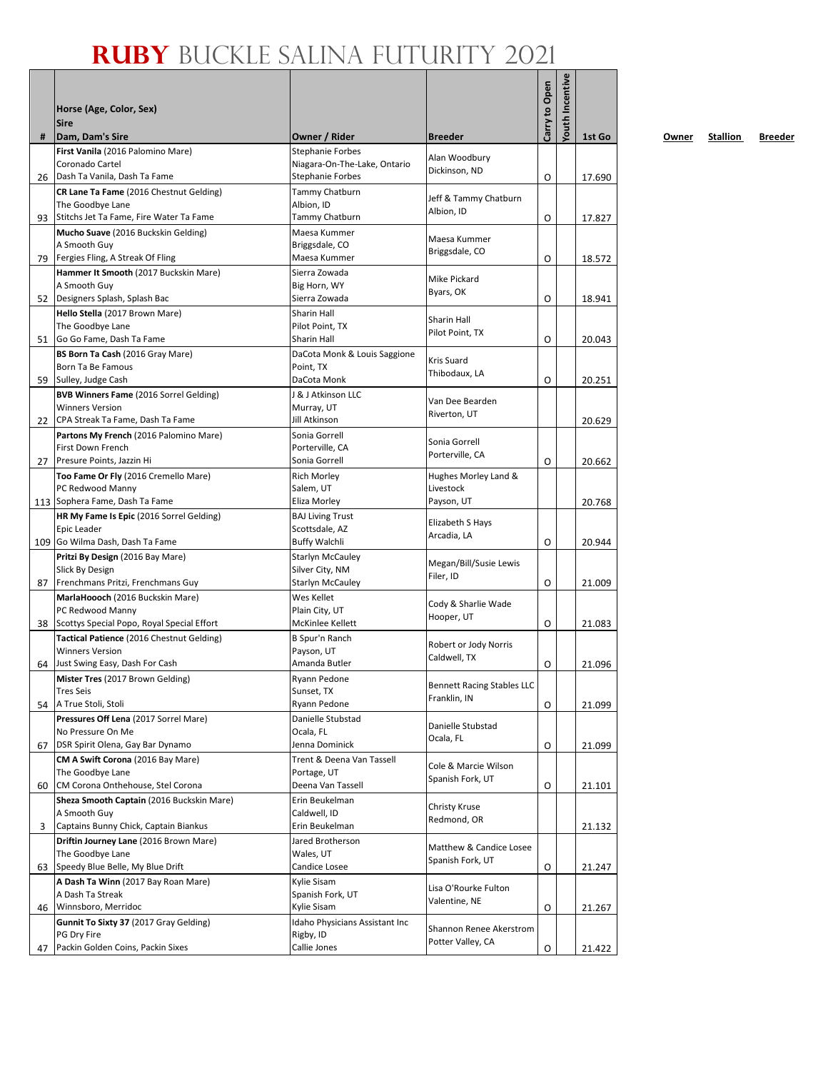# RUBY BUCKLE SALINA FUTURITY 2021

| # | Horse (Age, Color, Sex) / Sire / Dam, Dam's Sire | Owner / Rider | Breeder | Carry to Open | Youth Incentive | 1st Go | Owner | Stallion | Breeder |
|---|---|---|---|---|---|---|---|---|---|
| 26 | **First Vanila** (2016 Palomino Mare) Coronado Cartel Dash Ta Vanila, Dash Ta Fame | Stephanie Forbes Niagara-On-The-Lake, Ontario Stephanie Forbes | Alan Woodbury Dickinson, ND | O | | 17.690 | | | |
| 93 | **CR Lane Ta Fame** (2016 Chestnut Gelding) The Goodbye Lane Stitchs Jet Ta Fame, Fire Water Ta Fame | Tammy Chatburn Albion, ID Tammy Chatburn | Jeff & Tammy Chatburn Albion, ID | O | | 17.827 | | | |
| 79 | **Mucho Suave** (2016 Buckskin Gelding) A Smooth Guy Fergies Fling, A Streak Of Fling | Maesa Kummer Briggsdale, CO Maesa Kummer | Maesa Kummer Briggsdale, CO | O | | 18.572 | | | |
| 52 | **Hammer It Smooth** (2017 Buckskin Mare) A Smooth Guy Designers Splash, Splash Bac | Sierra Zowada Big Horn, WY Sierra Zowada | Mike Pickard Byars, OK | O | | 18.941 | | | |
| 51 | **Hello Stella** (2017 Brown Mare) The Goodbye Lane Go Go Fame, Dash Ta Fame | Sharin Hall Pilot Point, TX Sharin Hall | Sharin Hall Pilot Point, TX | O | | 20.043 | | | |
| 59 | **BS Born Ta Cash** (2016 Gray Mare) Born Ta Be Famous Sulley, Judge Cash | DaCota Monk & Louis Saggione Point, TX DaCota Monk | Kris Suard Thibodaux, LA | O | | 20.251 | | | |
| 22 | **BVB Winners Fame** (2016 Sorrel Gelding) Winners Version CPA Streak Ta Fame, Dash Ta Fame | J & J Atkinson LLC Murray, UT Jill Atkinson | Van Dee Bearden Riverton, UT | | | 20.629 | | | |
| 27 | **Partons My French** (2016 Palomino Mare) First Down French Presure Points, Jazzin Hi | Sonia Gorrell Porterville, CA Sonia Gorrell | Sonia Gorrell Porterville, CA | O | | 20.662 | | | |
| 113 | **Too Fame Or Fly** (2016 Cremello Mare) PC Redwood Manny Sophera Fame, Dash Ta Fame | Rich Morley Salem, UT Eliza Morley | Hughes Morley Land & Livestock Payson, UT | | | 20.768 | | | |
| 109 | **HR My Fame Is Epic** (2016 Sorrel Gelding) Epic Leader Go Wilma Dash, Dash Ta Fame | BAJ Living Trust Scottsdale, AZ Buffy Walchli | Elizabeth S Hays Arcadia, LA | O | | 20.944 | | | |
| 87 | **Pritzi By Design** (2016 Bay Mare) Slick By Design Frenchmans Pritzi, Frenchmans Guy | Starlyn McCauley Silver City, NM Starlyn McCauley | Megan/Bill/Susie Lewis Filer, ID | O | | 21.009 | | | |
| 38 | **MarlaHoooch** (2016 Buckskin Mare) PC Redwood Manny Scottys Special Popo, Royal Special Effort | Wes Kellet Plain City, UT McKinlee Kellett | Cody & Sharlie Wade Hooper, UT | O | | 21.083 | | | |
| 64 | **Tactical Patience** (2016 Chestnut Gelding) Winners Version Just Swing Easy, Dash For Cash | B Spur'n Ranch Payson, UT Amanda Butler | Robert or Jody Norris Caldwell, TX | O | | 21.096 | | | |
| 54 | **Mister Tres** (2017 Brown Gelding) Tres Seis A True Stoli, Stoli | Ryann Pedone Sunset, TX Ryann Pedone | Bennett Racing Stables LLC Franklin, IN | O | | 21.099 | | | |
| 67 | **Pressures Off Lena** (2017 Sorrel Mare) No Pressure On Me DSR Spirit Olena, Gay Bar Dynamo | Danielle Stubstad Ocala, FL Jenna Dominick | Danielle Stubstad Ocala, FL | O | | 21.099 | | | |
| 60 | **CM A Swift Corona** (2016 Bay Mare) The Goodbye Lane CM Corona Onthehouse, Stel Corona | Trent & Deena Van Tassell Portage, UT Deena Van Tassell | Cole & Marcie Wilson Spanish Fork, UT | O | | 21.101 | | | |
| 3 | **Sheza Smooth Captain** (2016 Buckskin Mare) A Smooth Guy Captains Bunny Chick, Captain Biankus | Erin Beukelman Caldwell, ID Erin Beukelman | Christy Kruse Redmond, OR | | | 21.132 | | | |
| 63 | **Driftin Journey Lane** (2016 Brown Mare) The Goodbye Lane Speedy Blue Belle, My Blue Drift | Jared Brotherson Wales, UT Candice Losee | Matthew & Candice Losee Spanish Fork, UT | O | | 21.247 | | | |
| 46 | **A Dash Ta Winn** (2017 Bay Roan Mare) A Dash Ta Streak Winnsboro, Merridoc | Kylie Sisam Spanish Fork, UT Kylie Sisam | Lisa O'Rourke Fulton Valentine, NE | O | | 21.267 | | | |
| 47 | **Gunnit To Sixty 37** (2017 Gray Gelding) PG Dry Fire Packin Golden Coins, Packin Sixes | Idaho Physicians Assistant Inc Rigby, ID Callie Jones | Shannon Renee Akerstrom Potter Valley, CA | O | | 21.422 | | | |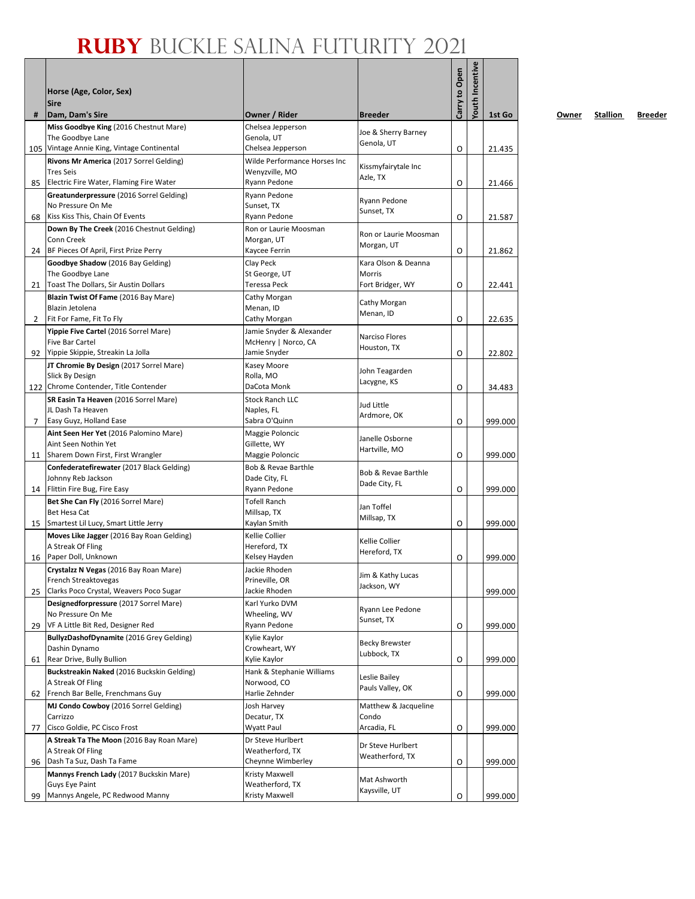# RUBY BUCKLE SALINA FUTURITY 2021

| # | Horse (Age, Color, Sex)<br>Sire<br>Dam, Dam's Sire | Owner / Rider | Breeder | Carry to Open | Youth Incentive | 1st Go |
|---|---|---|---|---|---|---|
| 105 | **Miss Goodbye King** (2016 Chestnut Mare)<br>The Goodbye Lane<br>Vintage Annie King, Vintage Continental | Chelsea Jepperson<br>Genola, UT<br>Chelsea Jepperson | Joe & Sherry Barney<br>Genola, UT | O | | 21.435 |
| 85 | **Rivons Mr America** (2017 Sorrel Gelding)<br>Tres Seis<br>Electric Fire Water, Flaming Fire Water | Wilde Performance Horses Inc<br>Wenyzville, MO<br>Ryann Pedone | Kissmyfairytale Inc<br>Azle, TX | O | | 21.466 |
| 68 | **Greatunderpressure** (2016 Sorrel Gelding)<br>No Pressure On Me<br>Kiss Kiss This, Chain Of Events | Ryann Pedone<br>Sunset, TX<br>Ryann Pedone | Ryann Pedone<br>Sunset, TX | O | | 21.587 |
| 24 | **Down By The Creek** (2016 Chestnut Gelding)<br>Conn Creek<br>BF Pieces Of April, First Prize Perry | Ron or Laurie Moosman<br>Morgan, UT<br>Kaycee Ferrin | Ron or Laurie Moosman<br>Morgan, UT | O | | 21.862 |
| 21 | **Goodbye Shadow** (2016 Bay Gelding)<br>The Goodbye Lane<br>Toast The Dollars, Sir Austin Dollars | Clay Peck<br>St George, UT<br>Teressa Peck | Kara Olson & Deanna Morris<br>Fort Bridger, WY | O | | 22.441 |
| 2 | **Blazin Twist Of Fame** (2016 Bay Mare)<br>Blazin Jetolena<br>Fit For Fame, Fit To Fly | Cathy Morgan<br>Menan, ID<br>Cathy Morgan | Cathy Morgan<br>Menan, ID | O | | 22.635 |
| 92 | **Yippie Five Cartel** (2016 Sorrel Mare)<br>Five Bar Cartel<br>Yippie Skippie, Streakin La Jolla | Jamie Snyder & Alexander McHenry \| Norco, CA<br>Jamie Snyder | Narciso Flores<br>Houston, TX | O | | 22.802 |
| 122 | **JT Chromie By Design** (2017 Sorrel Mare)<br>Slick By Design<br>Chrome Contender, Title Contender | Kasey Moore<br>Rolla, MO<br>DaCota Monk | John Teagarden<br>Lacygne, KS | O | | 34.483 |
| 7 | **SR Easin Ta Heaven** (2016 Sorrel Mare)<br>JL Dash Ta Heaven<br>Easy Guyz, Holland Ease | Stock Ranch LLC<br>Naples, FL<br>Sabra O'Quinn | Jud Little<br>Ardmore, OK | O | | 999.000 |
| 11 | **Aint Seen Her Yet** (2016 Palomino Mare)<br>Aint Seen Nothin Yet<br>Sharem Down First, First Wrangler | Maggie Poloncic<br>Gillette, WY<br>Maggie Poloncic | Janelle Osborne<br>Hartville, MO | O | | 999.000 |
| 14 | **Confederatefirewater** (2017 Black Gelding)<br>Johnny Reb Jackson<br>Flittin Fire Bug, Fire Easy | Bob & Revae Barthle<br>Dade City, FL<br>Ryann Pedone | Bob & Revae Barthle<br>Dade City, FL | O | | 999.000 |
| 15 | **Bet She Can Fly** (2016 Sorrel Mare)<br>Bet Hesa Cat<br>Smartest Lil Lucy, Smart Little Jerry | Tofell Ranch<br>Millsap, TX<br>Kaylan Smith | Jan Toffel<br>Millsap, TX | O | | 999.000 |
| 16 | **Moves Like Jagger** (2016 Bay Roan Gelding)<br>A Streak Of Fling<br>Paper Doll, Unknown | Kellie Collier<br>Hereford, TX<br>Kelsey Hayden | Kellie Collier<br>Hereford, TX | O | | 999.000 |
| 25 | **Crystalzz N Vegas** (2016 Bay Roan Mare)<br>French Streaktovegas<br>Clarks Poco Crystal, Weavers Poco Sugar | Jackie Rhoden<br>Prineville, OR<br>Jackie Rhoden | Jim & Kathy Lucas<br>Jackson, WY | | | 999.000 |
| 29 | **Designedforpressure** (2017 Sorrel Mare)<br>No Pressure On Me<br>VF A Little Bit Red, Designer Red | Karl Yurko DVM<br>Wheeling, WV<br>Ryann Pedone | Ryann Lee Pedone<br>Sunset, TX | O | | 999.000 |
| 61 | **BullyzDashofDynamite** (2016 Grey Gelding)<br>Dashin Dynamo<br>Rear Drive, Bully Bullion | Kylie Kaylor<br>Crowheart, WY<br>Kylie Kaylor | Becky Brewster<br>Lubbock, TX | O | | 999.000 |
| 62 | **Buckstreakin Naked** (2016 Buckskin Gelding)<br>A Streak Of Fling<br>French Bar Belle, Frenchmans Guy | Hank & Stephanie Williams<br>Norwood, CO<br>Harlie Zehnder | Leslie Bailey<br>Pauls Valley, OK | O | | 999.000 |
| 77 | **MJ Condo Cowboy** (2016 Sorrel Gelding)<br>Carrizzo<br>Cisco Goldie, PC Cisco Frost | Josh Harvey<br>Decatur, TX<br>Wyatt Paul | Matthew & Jacqueline Condo<br>Arcadia, FL | O | | 999.000 |
| 96 | **A Streak Ta The Moon** (2016 Bay Roan Mare)<br>A Streak Of Fling<br>Dash Ta Suz, Dash Ta Fame | Dr Steve Hurlbert<br>Weatherford, TX<br>Cheynne Wimberley | Dr Steve Hurlbert<br>Weatherford, TX | O | | 999.000 |
| 99 | **Mannys French Lady** (2017 Buckskin Mare)<br>Guys Eye Paint<br>Mannys Angele, PC Redwood Manny | Kristy Maxwell<br>Weatherford, TX<br>Kristy Maxwell | Mat Ashworth<br>Kaysville, UT | O | | 999.000 |

Owner Stallion Breeder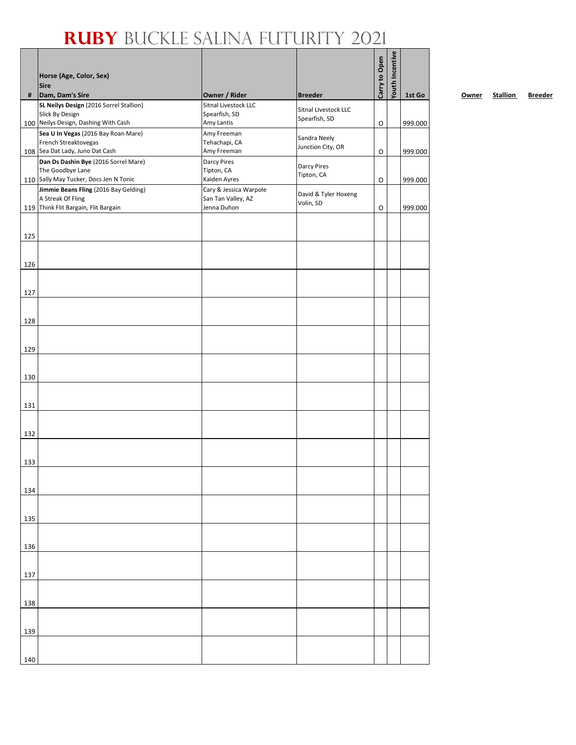# RUBY BUCKLE SALINA FUTURITY 2021

| # | Horse (Age, Color, Sex)<br>Sire<br>Dam, Dam's Sire | Owner / Rider | Breeder | Carry to Open | Youth Incentive | 1st Go | Owner | Stallion | Breeder |
|---|---|---|---|---|---|---|---|---|---|
| 100 | **SL Neilys Design** (2016 Sorrel Stallion)<br>Slick By Design<br>Neilys Design, Dashing With Cash | Sitnal Livestock LLC<br>Spearfish, SD<br>Amy Lantis | Sitnal LIvestock LLC<br>Spearfish, SD | O | | 999.000 | | | |
| 108 | **Sea U In Vegas** (2016 Bay Roan Mare)<br>French Streaktovegas<br>Sea Dat Lady, Juno Dat Cash | Amy Freeman<br>Tehachapi, CA<br>Amy Freeman | Sandra Neely<br>Junction City, OR | O | | 999.000 | | | |
| 110 | **Dan Ds Dashin Bye** (2016 Sorrel Mare)<br>The Goodbye Lane<br>Sally May Tucker, Docs Jen N Tonic | Darcy Pires<br>Tipton, CA<br>Kaiden Ayres | Darcy Pires<br>Tipton, CA | O | | 999.000 | | | |
| 119 | **Jimmie Beans Fling** (2016 Bay Gelding)<br>A Streak Of Fling<br>Think Flit Bargain, Flit Bargain | Cary & Jessica Warpole<br>San Tan Valley, AZ<br>Jenna Duhon | David & Tyler Hoxeng<br>Volin, SD | O | | 999.000 | | | |
| 125 | | | | | | | | | |
| 126 | | | | | | | | | |
| 127 | | | | | | | | | |
| 128 | | | | | | | | | |
| 129 | | | | | | | | | |
| 130 | | | | | | | | | |
| 131 | | | | | | | | | |
| 132 | | | | | | | | | |
| 133 | | | | | | | | | |
| 134 | | | | | | | | | |
| 135 | | | | | | | | | |
| 136 | | | | | | | | | |
| 137 | | | | | | | | | |
| 138 | | | | | | | | | |
| 139 | | | | | | | | | |
| 140 | | | | | | | | | |